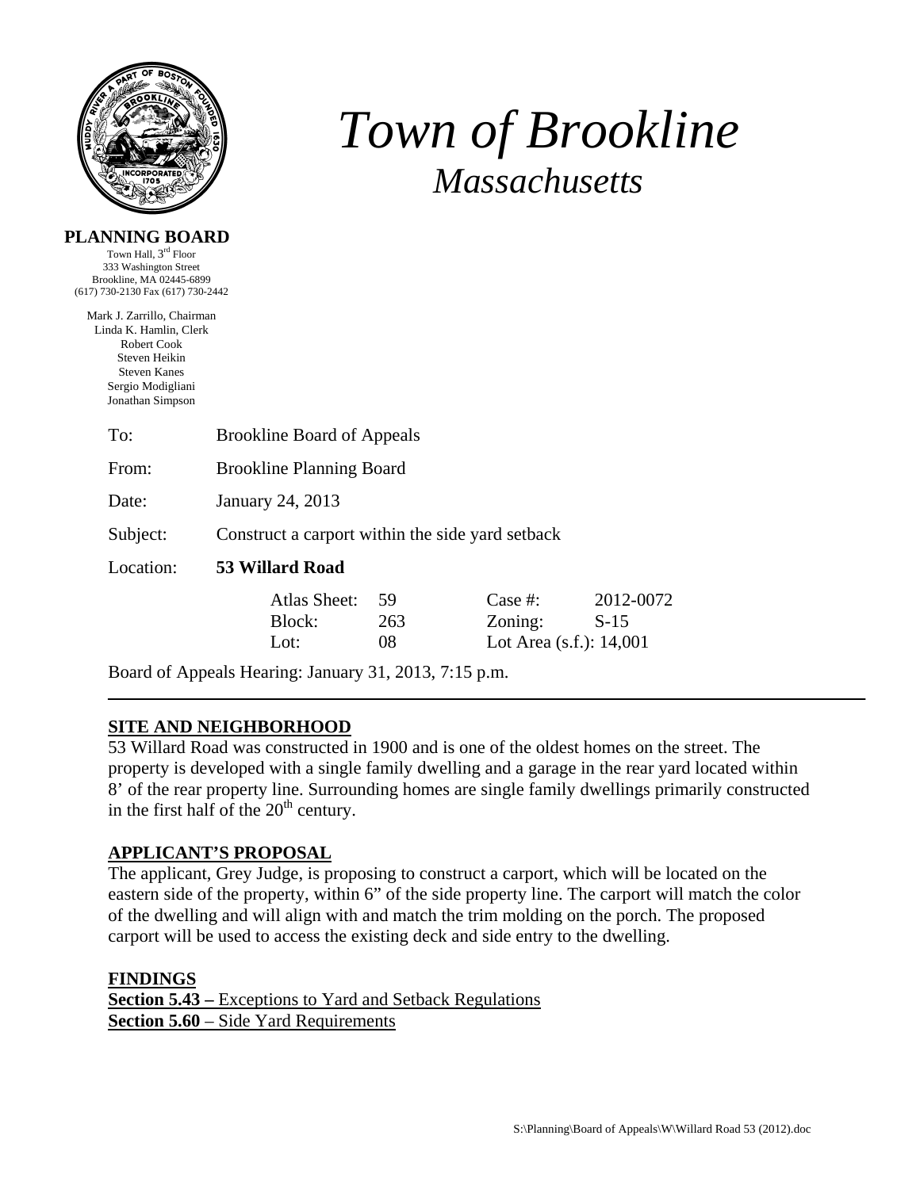# *Town of Brookline*

## *Massachusetts*

**PLANNING BOARD**

Town Hall, 3rd Floor
333 Washington Street
Brookline, MA 02445-6899
(617) 730-2130 Fax (617) 730-2442

Mark J. Zarrillo, Chairman
Linda K. Hamlin, Clerk
Robert Cook
Steven Heikin
Steven Kanes
Sergio Modigliani
Jonathan Simpson

To: Brookline Board of Appeals

From: Brookline Planning Board

Date: January 24, 2013

Subject: Construct a carport within the side yard setback

Location: **53 Willard Road**

| | | | |
|---|---|---|---|
| Atlas Sheet: | 59 | Case #: | 2012-0072 |
| Block: | 263 | Zoning: | S-15 |
| Lot: | 08 | Lot Area (s.f.): 14,001 | |

Board of Appeals Hearing: January 31, 2013, 7:15 p.m.

---

## SITE AND NEIGHBORHOOD

53 Willard Road was constructed in 1900 and is one of the oldest homes on the street. The property is developed with a single family dwelling and a garage in the rear yard located within 8' of the rear property line. Surrounding homes are single family dwellings primarily constructed in the first half of the 20th century.

## APPLICANT'S PROPOSAL

The applicant, Grey Judge, is proposing to construct a carport, which will be located on the eastern side of the property, within 6" of the side property line. The carport will match the color of the dwelling and will align with and match the trim molding on the porch. The proposed carport will be used to access the existing deck and side entry to the dwelling.

## FINDINGS

**Section 5.43 –** Exceptions to Yard and Setback Regulations
**Section 5.60** – Side Yard Requirements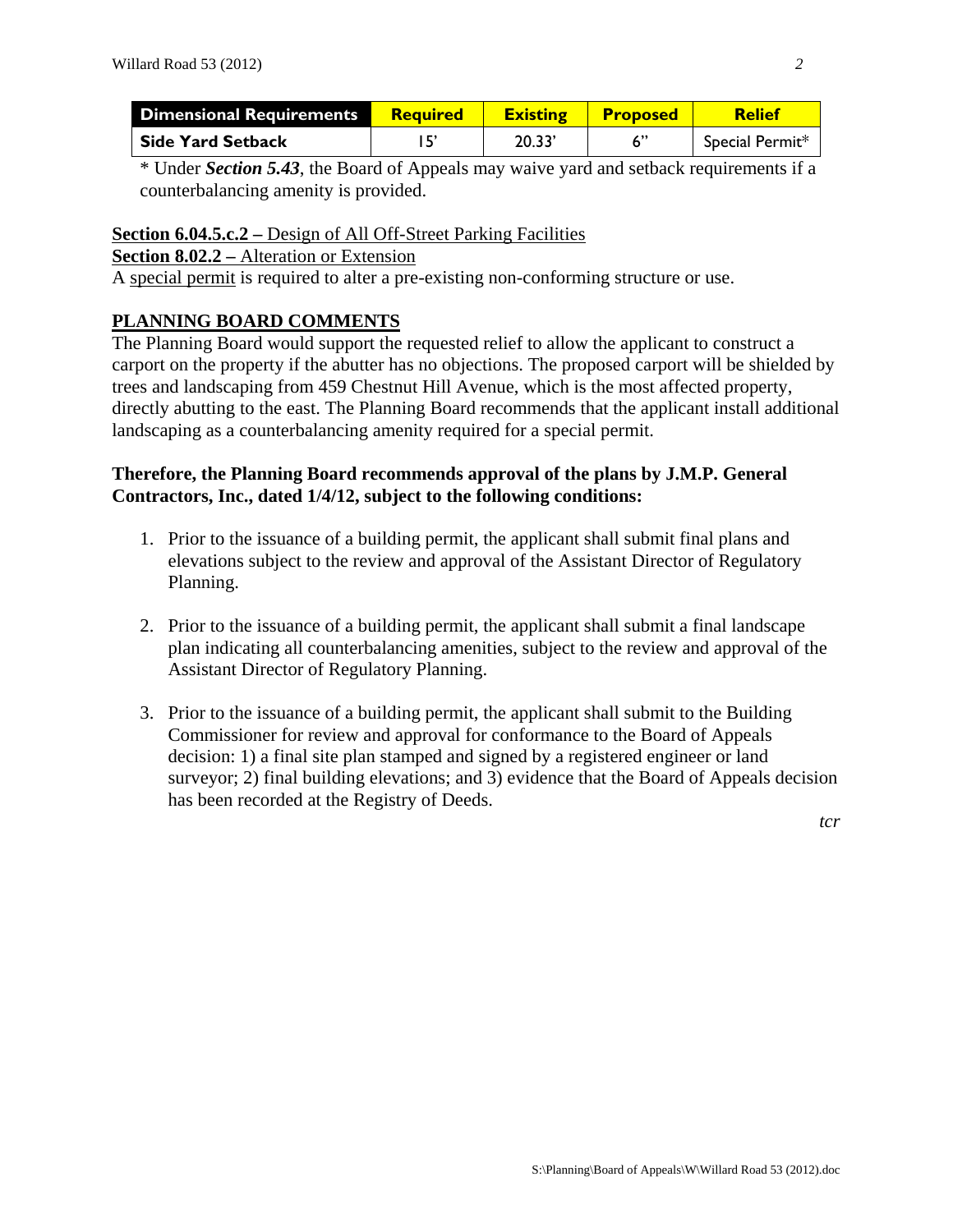| Dimensional Requirements | Required | Existing | Proposed | Relief |
| --- | --- | --- | --- | --- |
| Side Yard Setback | 15' | 20.33' | 6" | Special Permit* |

* Under ***Section 5.43***, the Board of Appeals may waive yard and setback requirements if a counterbalancing amenity is provided.

**Section 6.04.5.c.2 –** Design of All Off-Street Parking Facilities

**Section 8.02.2 –** Alteration or Extension

A special permit is required to alter a pre-existing non-conforming structure or use.

## PLANNING BOARD COMMENTS

The Planning Board would support the requested relief to allow the applicant to construct a carport on the property if the abutter has no objections. The proposed carport will be shielded by trees and landscaping from 459 Chestnut Hill Avenue, which is the most affected property, directly abutting to the east. The Planning Board recommends that the applicant install additional landscaping as a counterbalancing amenity required for a special permit.

**Therefore, the Planning Board recommends approval of the plans by J.M.P. General Contractors, Inc., dated 1/4/12, subject to the following conditions:**

1. Prior to the issuance of a building permit, the applicant shall submit final plans and elevations subject to the review and approval of the Assistant Director of Regulatory Planning.

2. Prior to the issuance of a building permit, the applicant shall submit a final landscape plan indicating all counterbalancing amenities, subject to the review and approval of the Assistant Director of Regulatory Planning.

3. Prior to the issuance of a building permit, the applicant shall submit to the Building Commissioner for review and approval for conformance to the Board of Appeals decision: 1) a final site plan stamped and signed by a registered engineer or land surveyor; 2) final building elevations; and 3) evidence that the Board of Appeals decision has been recorded at the Registry of Deeds.

*tcr*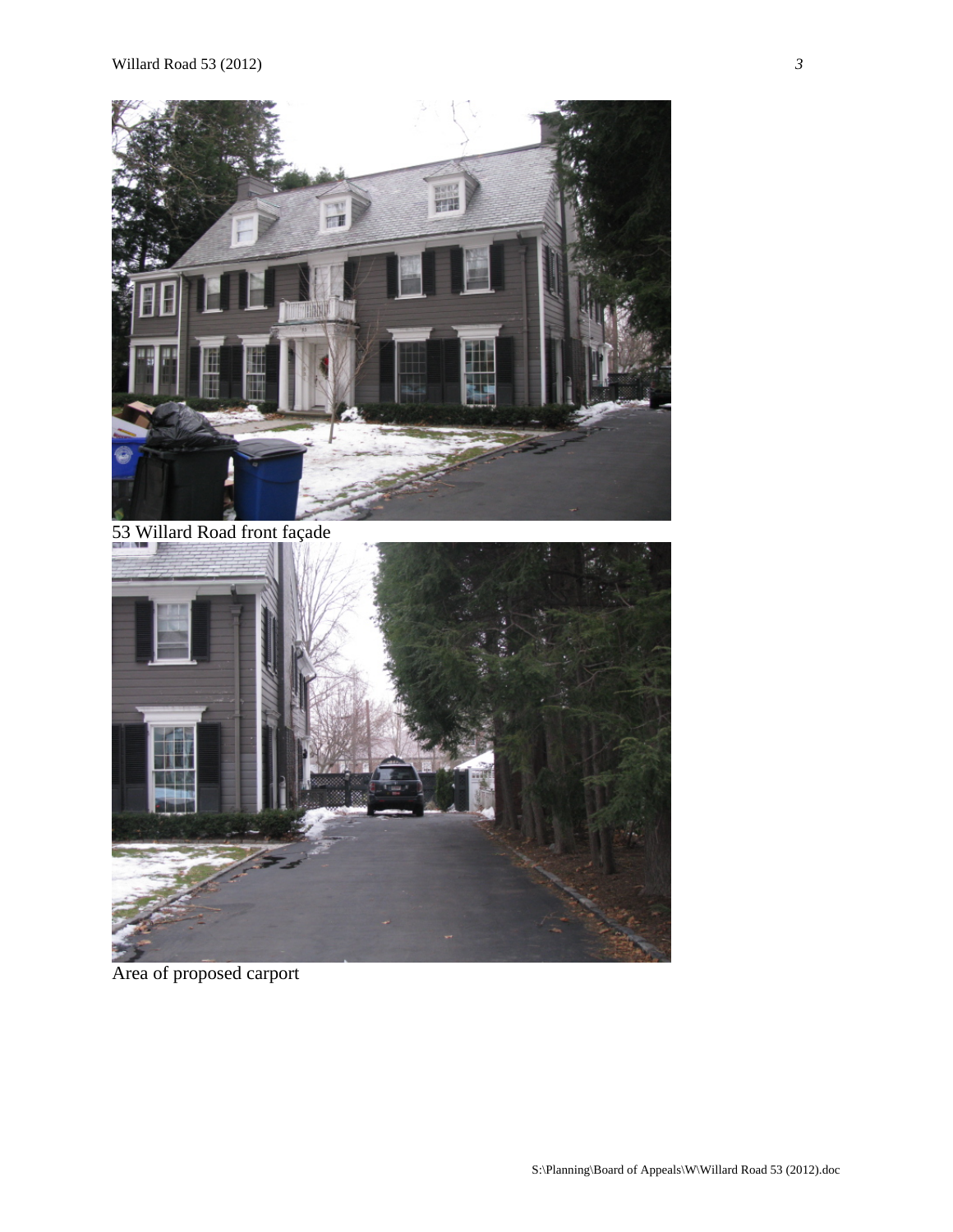53 Willard Road front façade

Area of proposed carport